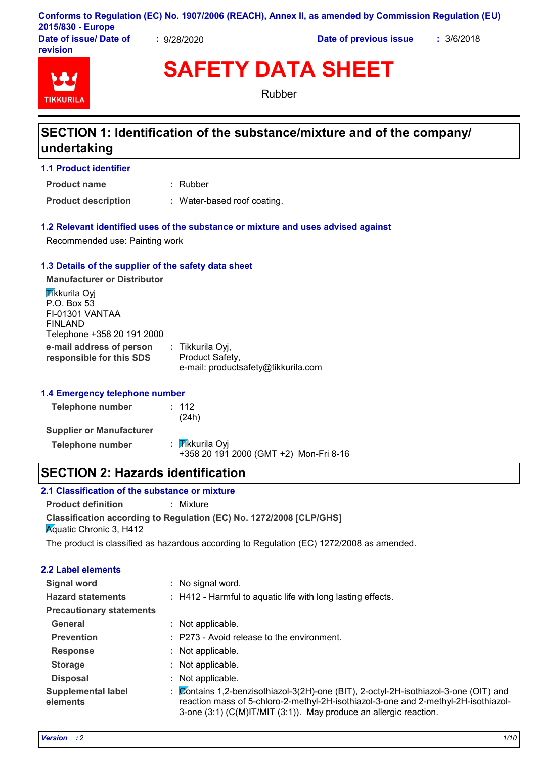**Conforms to Regulation (EC) No. 1907/2006 (REACH), Annex II, as amended by Commission Regulation (EU) 2015/830 - Europe**

**Date of issue/ Date of revision** : 9/28/2020 **Date of previous issue** : 3/6/2018

# SAFETY DATA SHEET

Rubber

## SECTION 1: Identification of the substance/mixture and of the company/ undertaking

### 1.1 Product identifier

**Product name** : Rubber

**Product description** : Water-based roof coating.

### 1.2 Relevant identified uses of the substance or mixture and uses advised against

Recommended use: Painting work

### 1.3 Details of the supplier of the safety data sheet

**Manufacturer or Distributor**

Tikkurila Oyj
P.O. Box 53
FI-01301 VANTAA
FINLAND
Telephone +358 20 191 2000

**e-mail address of person responsible for this SDS** : Tikkurila Oyj, Product Safety, e-mail: productsafety@tikkurila.com

### 1.4 Emergency telephone number

**Telephone number** : 112 (24h)

**Supplier or Manufacturer**

**Telephone number** : Tikkurila Oyj
+358 20 191 2000 (GMT +2) Mon-Fri 8-16

## SECTION 2: Hazards identification

### 2.1 Classification of the substance or mixture

**Product definition** : Mixture

**Classification according to Regulation (EC) No. 1272/2008 [CLP/GHS]**
Aquatic Chronic 3, H412

The product is classified as hazardous according to Regulation (EC) 1272/2008 as amended.

### 2.2 Label elements

**Signal word** : No signal word.

**Hazard statements** : H412 - Harmful to aquatic life with long lasting effects.

**Precautionary statements**

**General** : Not applicable.

**Prevention** : P273 - Avoid release to the environment.

**Response** : Not applicable.

**Storage** : Not applicable.

**Disposal** : Not applicable.

**Supplemental label elements** : Contains 1,2-benzisothiazol-3(2H)-one (BIT), 2-octyl-2H-isothiazol-3-one (OIT) and reaction mass of 5-chloro-2-methyl-2H-isothiazol-3-one and 2-methyl-2H-isothiazol-3-one (3:1) (C(M)IT/MIT (3:1)). May produce an allergic reaction.

*Version* : 2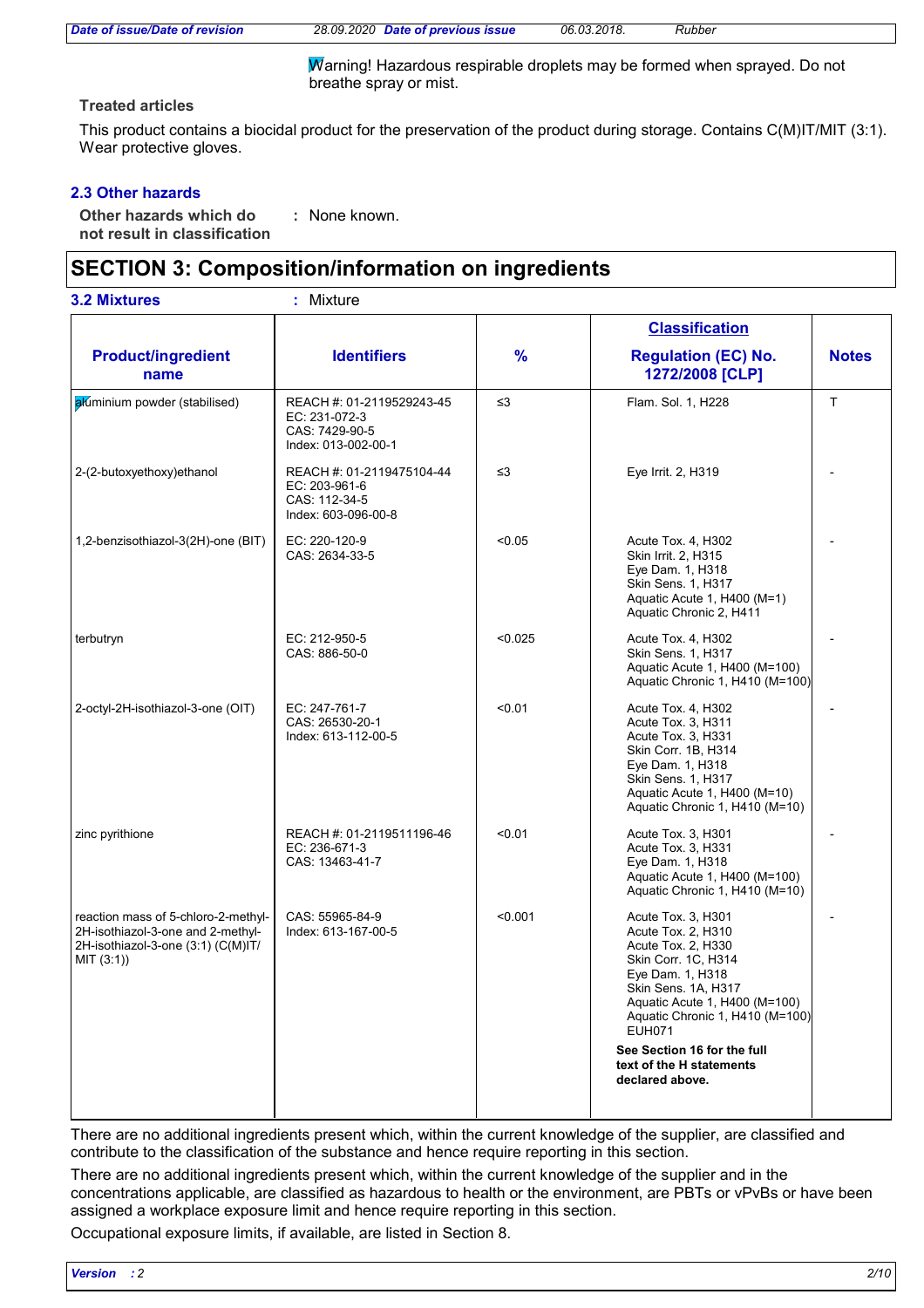Warning! Hazardous respirable droplets may be formed when sprayed. Do not breathe spray or mist.

**Treated articles**

This product contains a biocidal product for the preservation of the product during storage. Contains C(M)IT/MIT (3:1). Wear protective gloves.

### 2.3 Other hazards

**Other hazards which do not result in classification** : None known.

## SECTION 3: Composition/information on ingredients

**3.2 Mixtures** : Mixture

| Product/ingredient name | Identifiers | % | Classification Regulation (EC) No. 1272/2008 [CLP] | Notes |
|---|---|---|---|---|
| aluminium powder (stabilised) | REACH #: 01-2119529243-45<br>EC: 231-072-3<br>CAS: 7429-90-5<br>Index: 013-002-00-1 | ≤3 | Flam. Sol. 1, H228 | T |
| 2-(2-butoxyethoxy)ethanol | REACH #: 01-2119475104-44<br>EC: 203-961-6<br>CAS: 112-34-5<br>Index: 603-096-00-8 | ≤3 | Eye Irrit. 2, H319 | - |
| 1,2-benzisothiazol-3(2H)-one (BIT) | EC: 220-120-9<br>CAS: 2634-33-5 | <0.05 | Acute Tox. 4, H302<br>Skin Irrit. 2, H315<br>Eye Dam. 1, H318<br>Skin Sens. 1, H317<br>Aquatic Acute 1, H400 (M=1)<br>Aquatic Chronic 2, H411 | - |
| terbutryn | EC: 212-950-5<br>CAS: 886-50-0 | <0.025 | Acute Tox. 4, H302<br>Skin Sens. 1, H317<br>Aquatic Acute 1, H400 (M=100)<br>Aquatic Chronic 1, H410 (M=100) | - |
| 2-octyl-2H-isothiazol-3-one (OIT) | EC: 247-761-7<br>CAS: 26530-20-1<br>Index: 613-112-00-5 | <0.01 | Acute Tox. 4, H302<br>Acute Tox. 3, H311<br>Acute Tox. 3, H331<br>Skin Corr. 1B, H314<br>Eye Dam. 1, H318<br>Skin Sens. 1, H317<br>Aquatic Acute 1, H400 (M=10)<br>Aquatic Chronic 1, H410 (M=10) | - |
| zinc pyrithione | REACH #: 01-2119511196-46<br>EC: 236-671-3<br>CAS: 13463-41-7 | <0.01 | Acute Tox. 3, H301<br>Acute Tox. 3, H331<br>Eye Dam. 1, H318<br>Aquatic Acute 1, H400 (M=100)<br>Aquatic Chronic 1, H410 (M=10) | - |
| reaction mass of 5-chloro-2-methyl-2H-isothiazol-3-one and 2-methyl-2H-isothiazol-3-one (3:1) (C(M)IT/MIT (3:1)) | CAS: 55965-84-9<br>Index: 613-167-00-5 | <0.001 | Acute Tox. 3, H301<br>Acute Tox. 2, H310<br>Acute Tox. 2, H330<br>Skin Corr. 1C, H314<br>Eye Dam. 1, H318<br>Skin Sens. 1A, H317<br>Aquatic Acute 1, H400 (M=100)<br>Aquatic Chronic 1, H410 (M=100)<br>EUH071<br><br>**See Section 16 for the full text of the H statements declared above.** | - |

There are no additional ingredients present which, within the current knowledge of the supplier, are classified and contribute to the classification of the substance and hence require reporting in this section.

There are no additional ingredients present which, within the current knowledge of the supplier and in the concentrations applicable, are classified as hazardous to health or the environment, are PBTs or vPvBs or have been assigned a workplace exposure limit and hence require reporting in this section.

Occupational exposure limits, if available, are listed in Section 8.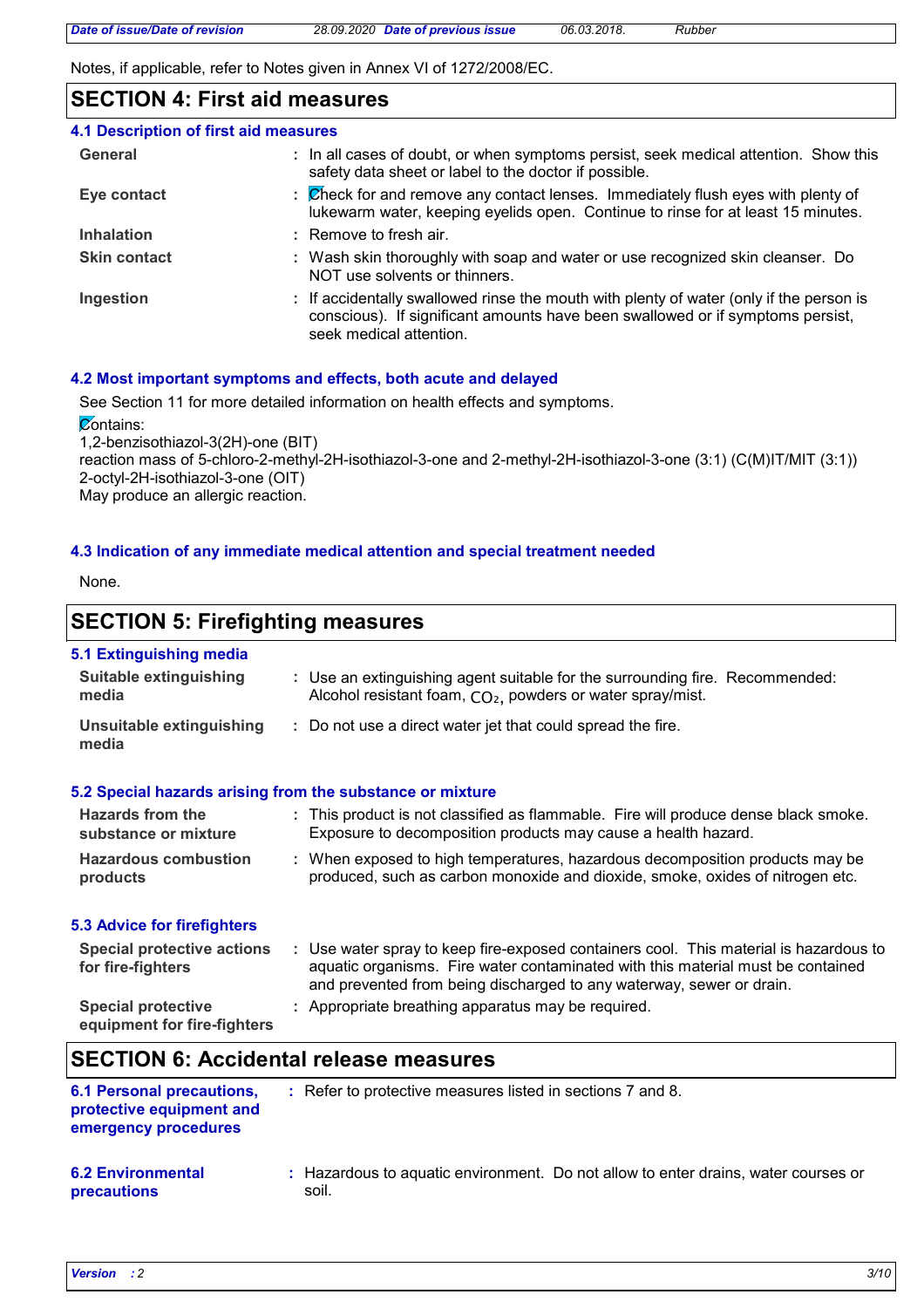Notes, if applicable, refer to Notes given in Annex VI of 1272/2008/EC.

## SECTION 4: First aid measures

### 4.1 Description of first aid measures

| | |
|---|---|
| **General** | : In all cases of doubt, or when symptoms persist, seek medical attention. Show this safety data sheet or label to the doctor if possible. |
| **Eye contact** | : Check for and remove any contact lenses. Immediately flush eyes with plenty of lukewarm water, keeping eyelids open. Continue to rinse for at least 15 minutes. |
| **Inhalation** | : Remove to fresh air. |
| **Skin contact** | : Wash skin thoroughly with soap and water or use recognized skin cleanser. Do NOT use solvents or thinners. |
| **Ingestion** | : If accidentally swallowed rinse the mouth with plenty of water (only if the person is conscious). If significant amounts have been swallowed or if symptoms persist, seek medical attention. |

### 4.2 Most important symptoms and effects, both acute and delayed

See Section 11 for more detailed information on health effects and symptoms.

Contains:
1,2-benzisothiazol-3(2H)-one (BIT)
reaction mass of 5-chloro-2-methyl-2H-isothiazol-3-one and 2-methyl-2H-isothiazol-3-one (3:1) (C(M)IT/MIT (3:1))
2-octyl-2H-isothiazol-3-one (OIT)
May produce an allergic reaction.

### 4.3 Indication of any immediate medical attention and special treatment needed

None.

## SECTION 5: Firefighting measures

### 5.1 Extinguishing media

| | |
|---|---|
| **Suitable extinguishing media** | : Use an extinguishing agent suitable for the surrounding fire. Recommended: Alcohol resistant foam, $CO_2$, powders or water spray/mist. |
| **Unsuitable extinguishing media** | : Do not use a direct water jet that could spread the fire. |

### 5.2 Special hazards arising from the substance or mixture

| | |
|---|---|
| **Hazards from the substance or mixture** | : This product is not classified as flammable. Fire will produce dense black smoke. Exposure to decomposition products may cause a health hazard. |
| **Hazardous combustion products** | : When exposed to high temperatures, hazardous decomposition products may be produced, such as carbon monoxide and dioxide, smoke, oxides of nitrogen etc. |

### 5.3 Advice for firefighters

| | |
|---|---|
| **Special protective actions for fire-fighters** | : Use water spray to keep fire-exposed containers cool. This material is hazardous to aquatic organisms. Fire water contaminated with this material must be contained and prevented from being discharged to any waterway, sewer or drain. |
| **Special protective equipment for fire-fighters** | : Appropriate breathing apparatus may be required. |

## SECTION 6: Accidental release measures

| | |
|---|---|
| **6.1 Personal precautions, protective equipment and emergency procedures** | : Refer to protective measures listed in sections 7 and 8. |
| **6.2 Environmental precautions** | : Hazardous to aquatic environment. Do not allow to enter drains, water courses or soil. |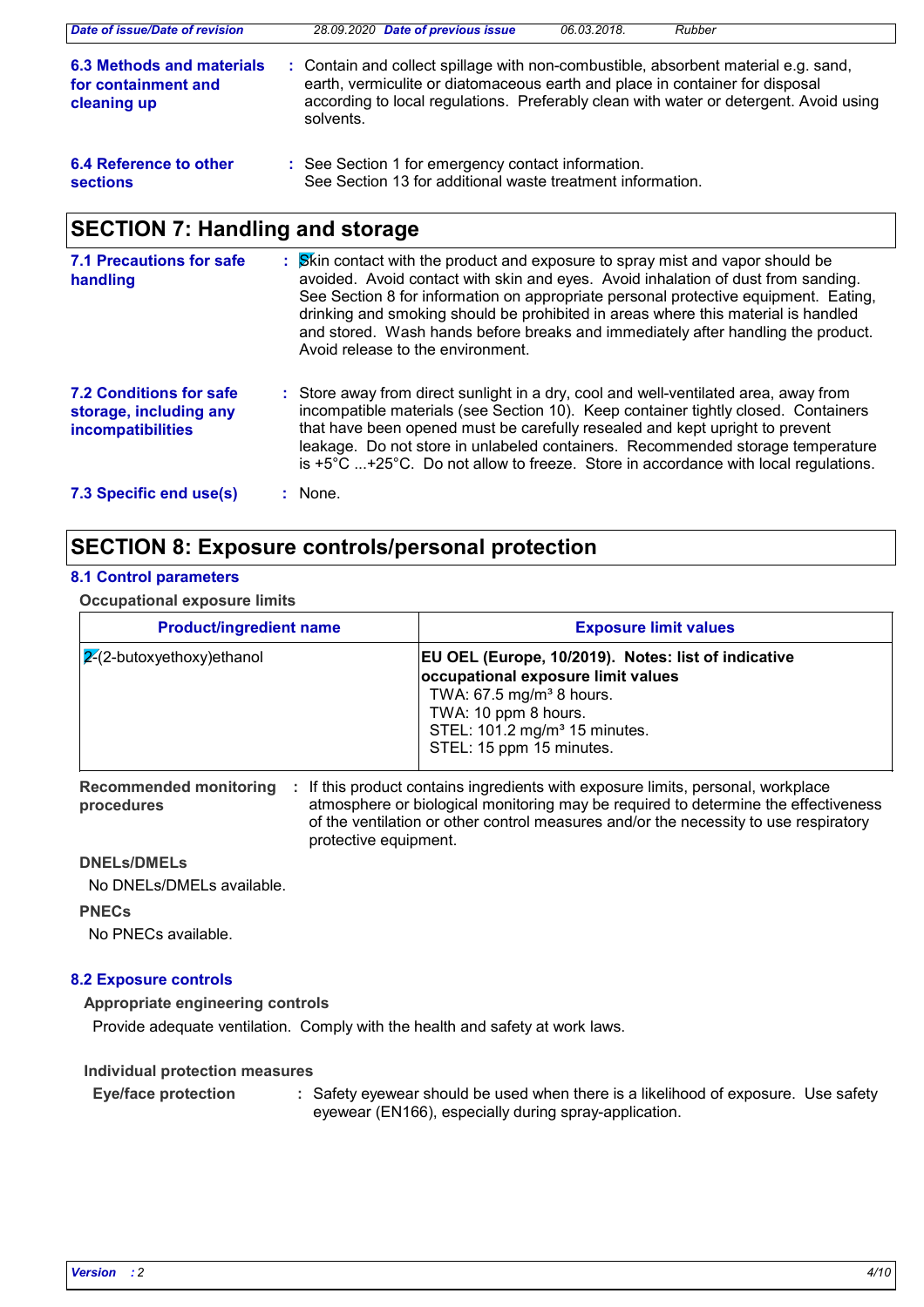**6.3 Methods and materials for containment and cleaning up** : Contain and collect spillage with non-combustible, absorbent material e.g. sand, earth, vermiculite or diatomaceous earth and place in container for disposal according to local regulations. Preferably clean with water or detergent. Avoid using solvents.

**6.4 Reference to other sections** : See Section 1 for emergency contact information. See Section 13 for additional waste treatment information.

## SECTION 7: Handling and storage

**7.1 Precautions for safe handling** : Skin contact with the product and exposure to spray mist and vapor should be avoided. Avoid contact with skin and eyes. Avoid inhalation of dust from sanding. See Section 8 for information on appropriate personal protective equipment. Eating, drinking and smoking should be prohibited in areas where this material is handled and stored. Wash hands before breaks and immediately after handling the product. Avoid release to the environment.

**7.2 Conditions for safe storage, including any incompatibilities** : Store away from direct sunlight in a dry, cool and well-ventilated area, away from incompatible materials (see Section 10). Keep container tightly closed. Containers that have been opened must be carefully resealed and kept upright to prevent leakage. Do not store in unlabeled containers. Recommended storage temperature is +5°C ...+25°C. Do not allow to freeze. Store in accordance with local regulations.

**7.3 Specific end use(s)** : None.

## SECTION 8: Exposure controls/personal protection

### 8.1 Control parameters

**Occupational exposure limits**

| Product/ingredient name | Exposure limit values |
|---|---|
| 2-(2-butoxyethoxy)ethanol | **EU OEL (Europe, 10/2019). Notes: list of indicative occupational exposure limit values**<br>TWA: 67.5 mg/m³ 8 hours.<br>TWA: 10 ppm 8 hours.<br>STEL: 101.2 mg/m³ 15 minutes.<br>STEL: 15 ppm 15 minutes. |

**Recommended monitoring procedures** : If this product contains ingredients with exposure limits, personal, workplace atmosphere or biological monitoring may be required to determine the effectiveness of the ventilation or other control measures and/or the necessity to use respiratory protective equipment.

**DNELs/DMELs**

No DNELs/DMELs available.

**PNECs**

No PNECs available.

### 8.2 Exposure controls

**Appropriate engineering controls**

Provide adequate ventilation. Comply with the health and safety at work laws.

**Individual protection measures**

**Eye/face protection** : Safety eyewear should be used when there is a likelihood of exposure. Use safety eyewear (EN166), especially during spray-application.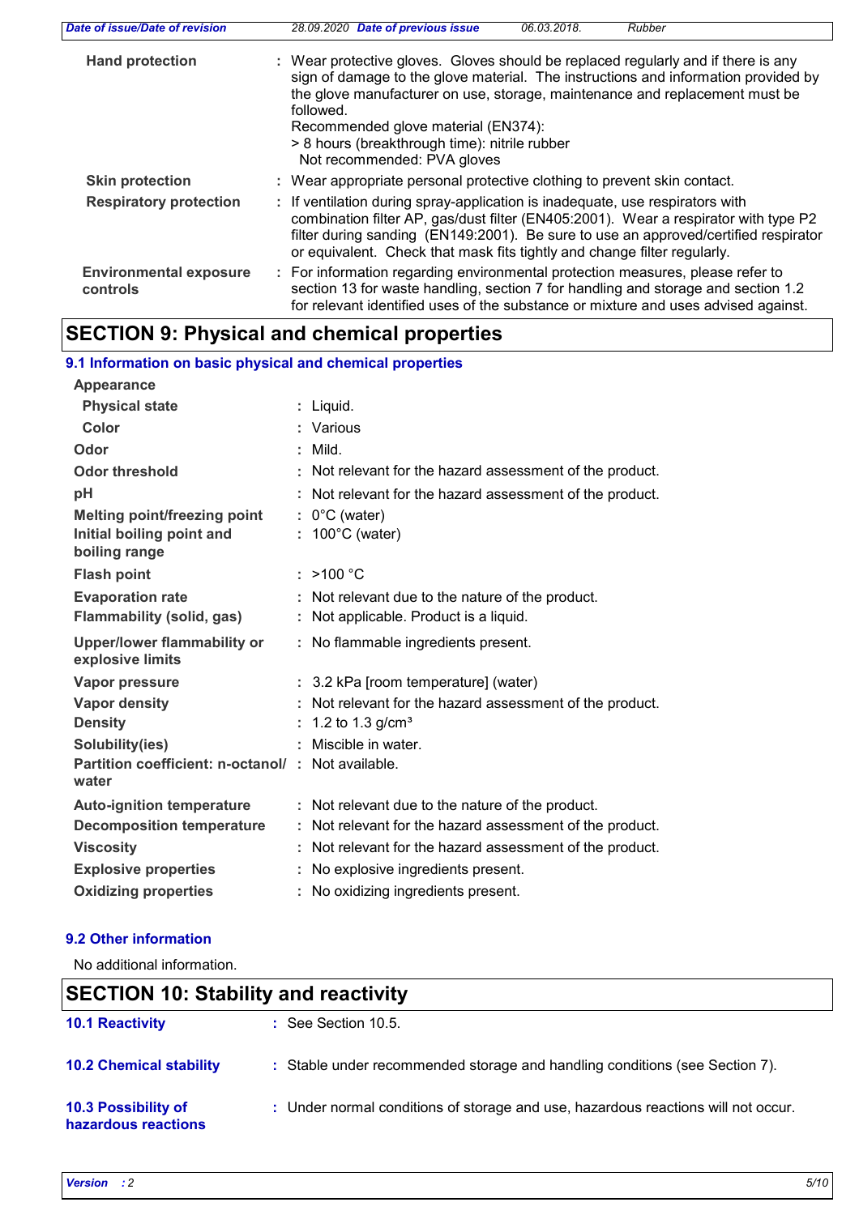**Hand protection** : Wear protective gloves. Gloves should be replaced regularly and if there is any sign of damage to the glove material. The instructions and information provided by the glove manufacturer on use, storage, maintenance and replacement must be followed.
Recommended glove material (EN374):
> 8 hours (breakthrough time): nitrile rubber
Not recommended: PVA gloves

**Skin protection** : Wear appropriate personal protective clothing to prevent skin contact.

**Respiratory protection** : If ventilation during spray-application is inadequate, use respirators with combination filter AP, gas/dust filter (EN405:2001). Wear a respirator with type P2 filter during sanding (EN149:2001). Be sure to use an approved/certified respirator or equivalent. Check that mask fits tightly and change filter regularly.

**Environmental exposure controls** : For information regarding environmental protection measures, please refer to section 13 for waste handling, section 7 for handling and storage and section 1.2 for relevant identified uses of the substance or mixture and uses advised against.

## SECTION 9: Physical and chemical properties

### 9.1 Information on basic physical and chemical properties

**Appearance**

| | |
|---|---|
| **Physical state** | : Liquid. |
| **Color** | : Various |
| **Odor** | : Mild. |
| **Odor threshold** | : Not relevant for the hazard assessment of the product. |
| **pH** | : Not relevant for the hazard assessment of the product. |
| **Melting point/freezing point** | : 0°C (water) |
| **Initial boiling point and boiling range** | : 100°C (water) |
| **Flash point** | : >100 °C |
| **Evaporation rate** | : Not relevant due to the nature of the product. |
| **Flammability (solid, gas)** | : Not applicable. Product is a liquid. |
| **Upper/lower flammability or explosive limits** | : No flammable ingredients present. |
| **Vapor pressure** | : 3.2 kPa [room temperature] (water) |
| **Vapor density** | : Not relevant for the hazard assessment of the product. |
| **Density** | : 1.2 to 1.3 g/cm³ |
| **Solubility(ies)** | : Miscible in water. |
| **Partition coefficient: n-octanol/water** | : Not available. |
| **Auto-ignition temperature** | : Not relevant due to the nature of the product. |
| **Decomposition temperature** | : Not relevant for the hazard assessment of the product. |
| **Viscosity** | : Not relevant for the hazard assessment of the product. |
| **Explosive properties** | : No explosive ingredients present. |
| **Oxidizing properties** | : No oxidizing ingredients present. |

### 9.2 Other information

No additional information.

## SECTION 10: Stability and reactivity

**10.1 Reactivity** : See Section 10.5.

**10.2 Chemical stability** : Stable under recommended storage and handling conditions (see Section 7).

**10.3 Possibility of hazardous reactions** : Under normal conditions of storage and use, hazardous reactions will not occur.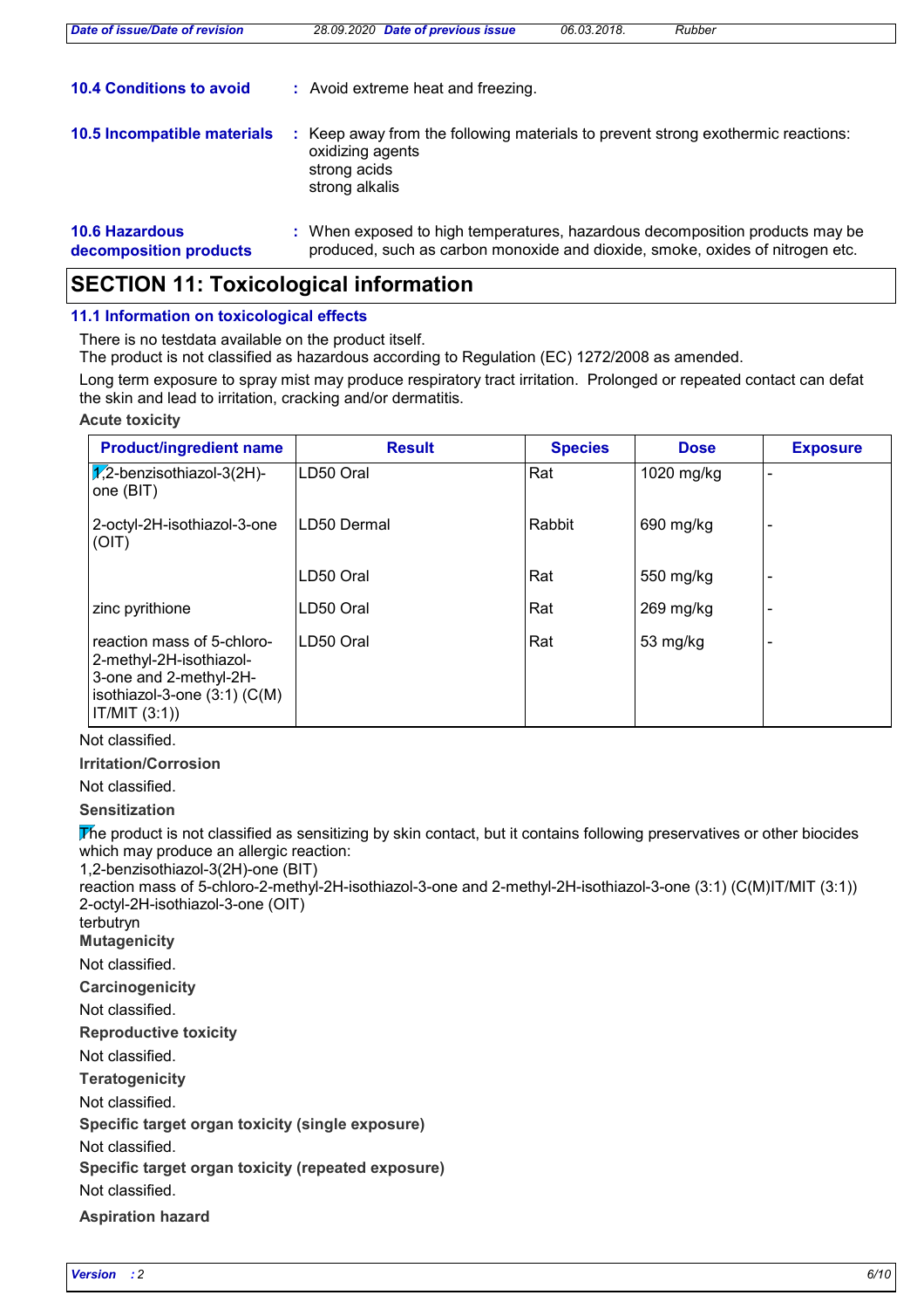**10.4 Conditions to avoid** : Avoid extreme heat and freezing.

**10.5 Incompatible materials** : Keep away from the following materials to prevent strong exothermic reactions:
oxidizing agents
strong acids
strong alkalis

**10.6 Hazardous decomposition products** : When exposed to high temperatures, hazardous decomposition products may be produced, such as carbon monoxide and dioxide, smoke, oxides of nitrogen etc.

## SECTION 11: Toxicological information

### 11.1 Information on toxicological effects

There is no testdata available on the product itself.
The product is not classified as hazardous according to Regulation (EC) 1272/2008 as amended.

Long term exposure to spray mist may produce respiratory tract irritation. Prolonged or repeated contact can defat the skin and lead to irritation, cracking and/or dermatitis.

**Acute toxicity**

| Product/ingredient name | Result | Species | Dose | Exposure |
|---|---|---|---|---|
| 1,2-benzisothiazol-3(2H)-one (BIT) | LD50 Oral | Rat | 1020 mg/kg | - |
| 2-octyl-2H-isothiazol-3-one (OIT) | LD50 Dermal | Rabbit | 690 mg/kg | - |
| | LD50 Oral | Rat | 550 mg/kg | - |
| zinc pyrithione | LD50 Oral | Rat | 269 mg/kg | - |
| reaction mass of 5-chloro-2-methyl-2H-isothiazol-3-one and 2-methyl-2H-isothiazol-3-one (3:1) (C(M)IT/MIT (3:1)) | LD50 Oral | Rat | 53 mg/kg | - |

Not classified.

**Irritation/Corrosion**

Not classified.

**Sensitization**

The product is not classified as sensitizing by skin contact, but it contains following preservatives or other biocides which may produce an allergic reaction:
1,2-benzisothiazol-3(2H)-one (BIT)
reaction mass of 5-chloro-2-methyl-2H-isothiazol-3-one and 2-methyl-2H-isothiazol-3-one (3:1) (C(M)IT/MIT (3:1))
2-octyl-2H-isothiazol-3-one (OIT)
terbutryn

**Mutagenicity**

Not classified.

**Carcinogenicity**

Not classified.

**Reproductive toxicity**

Not classified.

**Teratogenicity**

Not classified.

**Specific target organ toxicity (single exposure)**

Not classified.

**Specific target organ toxicity (repeated exposure)**

Not classified.

**Aspiration hazard**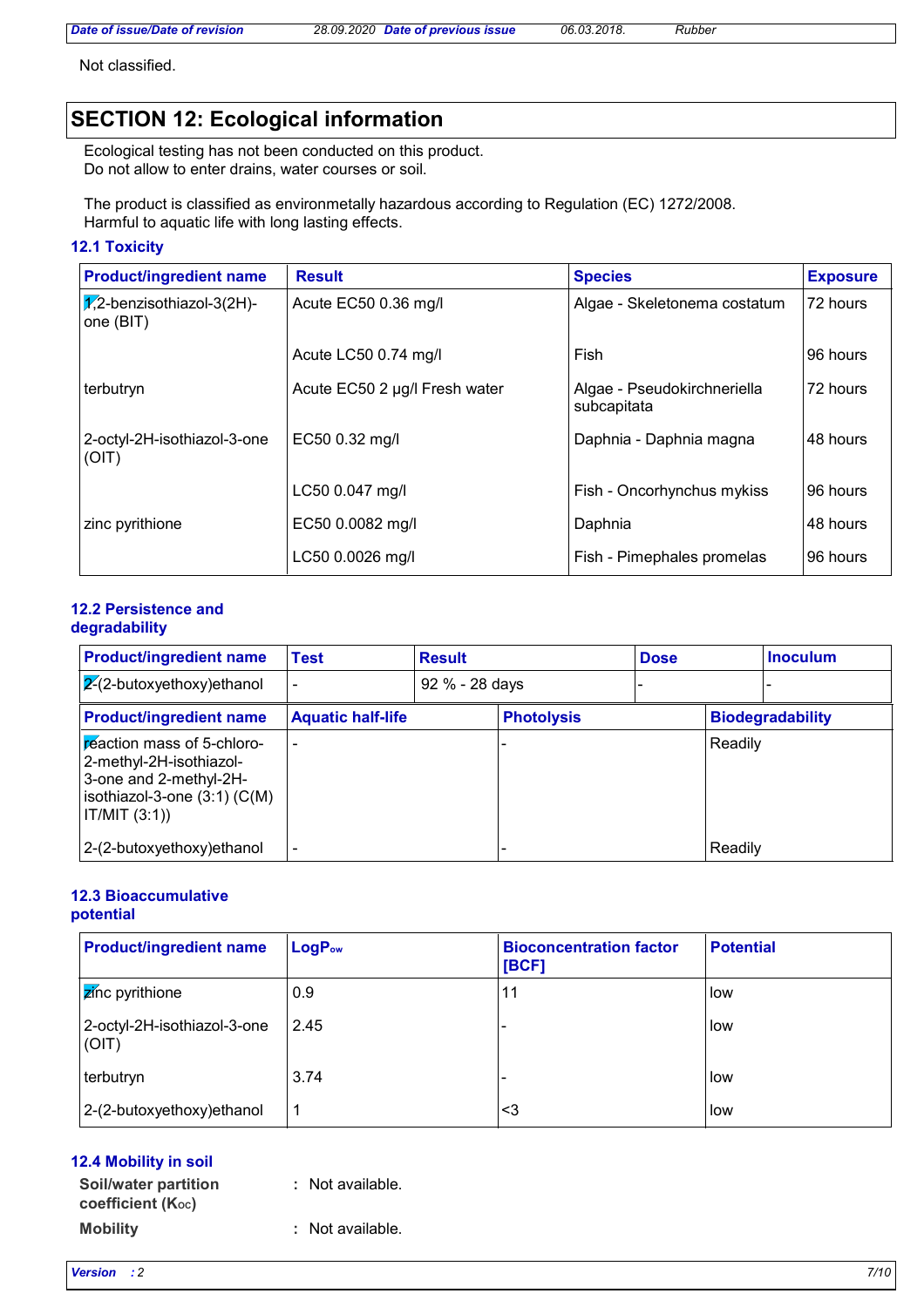Not classified.

## SECTION 12: Ecological information

Ecological testing has not been conducted on this product.
Do not allow to enter drains, water courses or soil.

The product is classified as environmetally hazardous according to Regulation (EC) 1272/2008.
Harmful to aquatic life with long lasting effects.

### 12.1 Toxicity

| Product/ingredient name | Result | Species | Exposure |
|---|---|---|---|
| 1,2-benzisothiazol-3(2H)-one (BIT) | Acute EC50 0.36 mg/l | Algae - Skeletonema costatum | 72 hours |
| | Acute LC50 0.74 mg/l | Fish | 96 hours |
| terbutryn | Acute EC50 2 µg/l Fresh water | Algae - Pseudokirchneriella subcapitata | 72 hours |
| 2-octyl-2H-isothiazol-3-one (OIT) | EC50 0.32 mg/l | Daphnia - Daphnia magna | 48 hours |
| | LC50 0.047 mg/l | Fish - Oncorhynchus mykiss | 96 hours |
| zinc pyrithione | EC50 0.0082 mg/l | Daphnia | 48 hours |
| | LC50 0.0026 mg/l | Fish - Pimephales promelas | 96 hours |

### 12.2 Persistence and degradability

| Product/ingredient name | Test | Result | Dose | Inoculum |
|---|---|---|---|---|
| 2-(2-butoxyethoxy)ethanol | - | 92 % - 28 days | - | - |

| Product/ingredient name | Aquatic half-life | Photolysis | Biodegradability |
|---|---|---|---|
| reaction mass of 5-chloro-2-methyl-2H-isothiazol-3-one and 2-methyl-2H-isothiazol-3-one (3:1) (C(M)IT/MIT (3:1)) | - | - | Readily |
| 2-(2-butoxyethoxy)ethanol | - | - | Readily |

### 12.3 Bioaccumulative potential

| Product/ingredient name | $LogP_{ow}$ | Bioconcentration factor [BCF] | Potential |
|---|---|---|---|
| zinc pyrithione | 0.9 | 11 | low |
| 2-octyl-2H-isothiazol-3-one (OIT) | 2.45 | - | low |
| terbutryn | 3.74 | - | low |
| 2-(2-butoxyethoxy)ethanol | 1 | <3 | low |

### 12.4 Mobility in soil

**Soil/water partition coefficient ($K_{OC}$)** : Not available.

**Mobility** : Not available.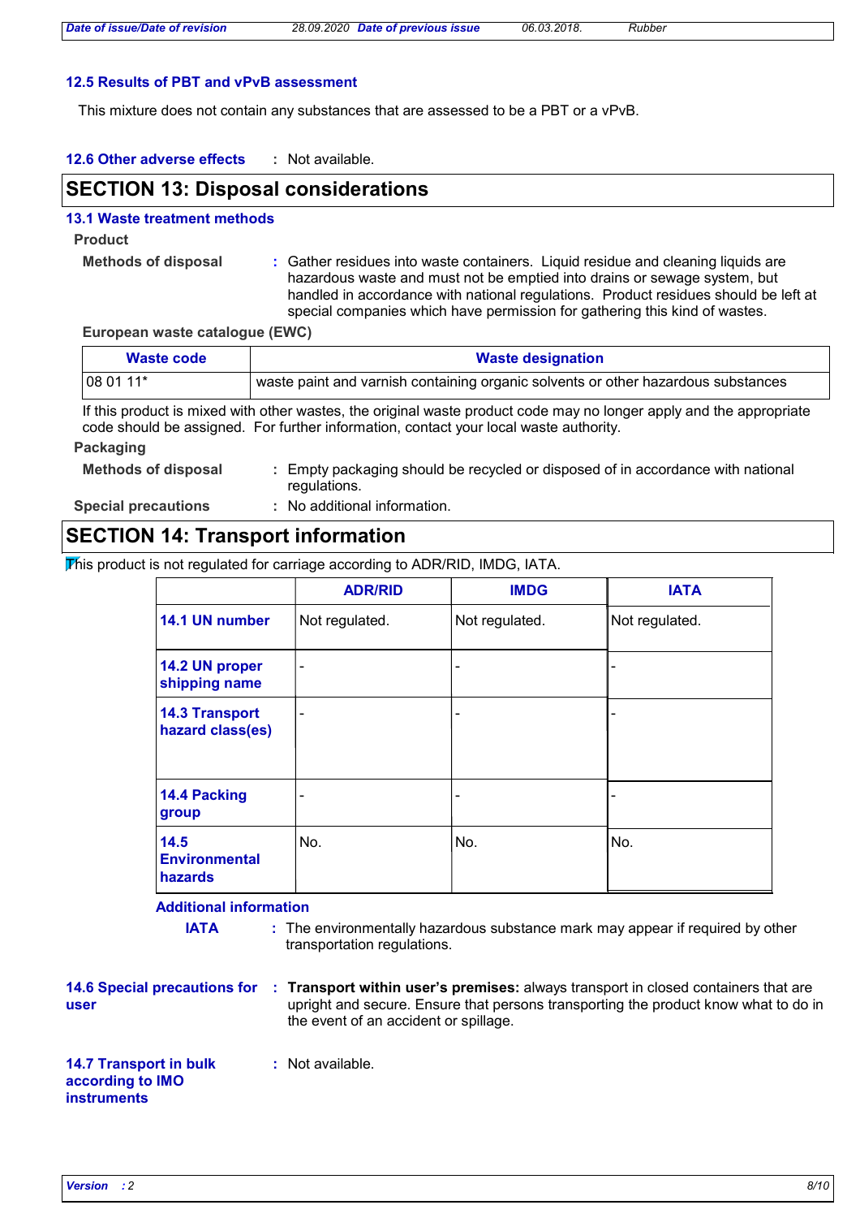### 12.5 Results of PBT and vPvB assessment

This mixture does not contain any substances that are assessed to be a PBT or a vPvB.

**12.6 Other adverse effects** : Not available.

## SECTION 13: Disposal considerations

### 13.1 Waste treatment methods

**Product**

**Methods of disposal** : Gather residues into waste containers. Liquid residue and cleaning liquids are hazardous waste and must not be emptied into drains or sewage system, but handled in accordance with national regulations. Product residues should be left at special companies which have permission for gathering this kind of wastes.

**European waste catalogue (EWC)**

| Waste code | Waste designation |
|---|---|
| 08 01 11* | waste paint and varnish containing organic solvents or other hazardous substances |

If this product is mixed with other wastes, the original waste product code may no longer apply and the appropriate code should be assigned. For further information, contact your local waste authority.

**Packaging**

**Methods of disposal** : Empty packaging should be recycled or disposed of in accordance with national regulations.

**Special precautions** : No additional information.

## SECTION 14: Transport information

This product is not regulated for carriage according to ADR/RID, IMDG, IATA.

| | ADR/RID | IMDG | IATA |
|---|---|---|---|
| 14.1 UN number | Not regulated. | Not regulated. | Not regulated. |
| 14.2 UN proper shipping name | - | - | - |
| 14.3 Transport hazard class(es) | - | - | - |
| 14.4 Packing group | - | - | - |
| 14.5 Environmental hazards | No. | No. | No. |

**Additional information**

**IATA** : The environmentally hazardous substance mark may appear if required by other transportation regulations.

**14.6 Special precautions for user** : **Transport within user's premises:** always transport in closed containers that are upright and secure. Ensure that persons transporting the product know what to do in the event of an accident or spillage.

**14.7 Transport in bulk according to IMO instruments** : Not available.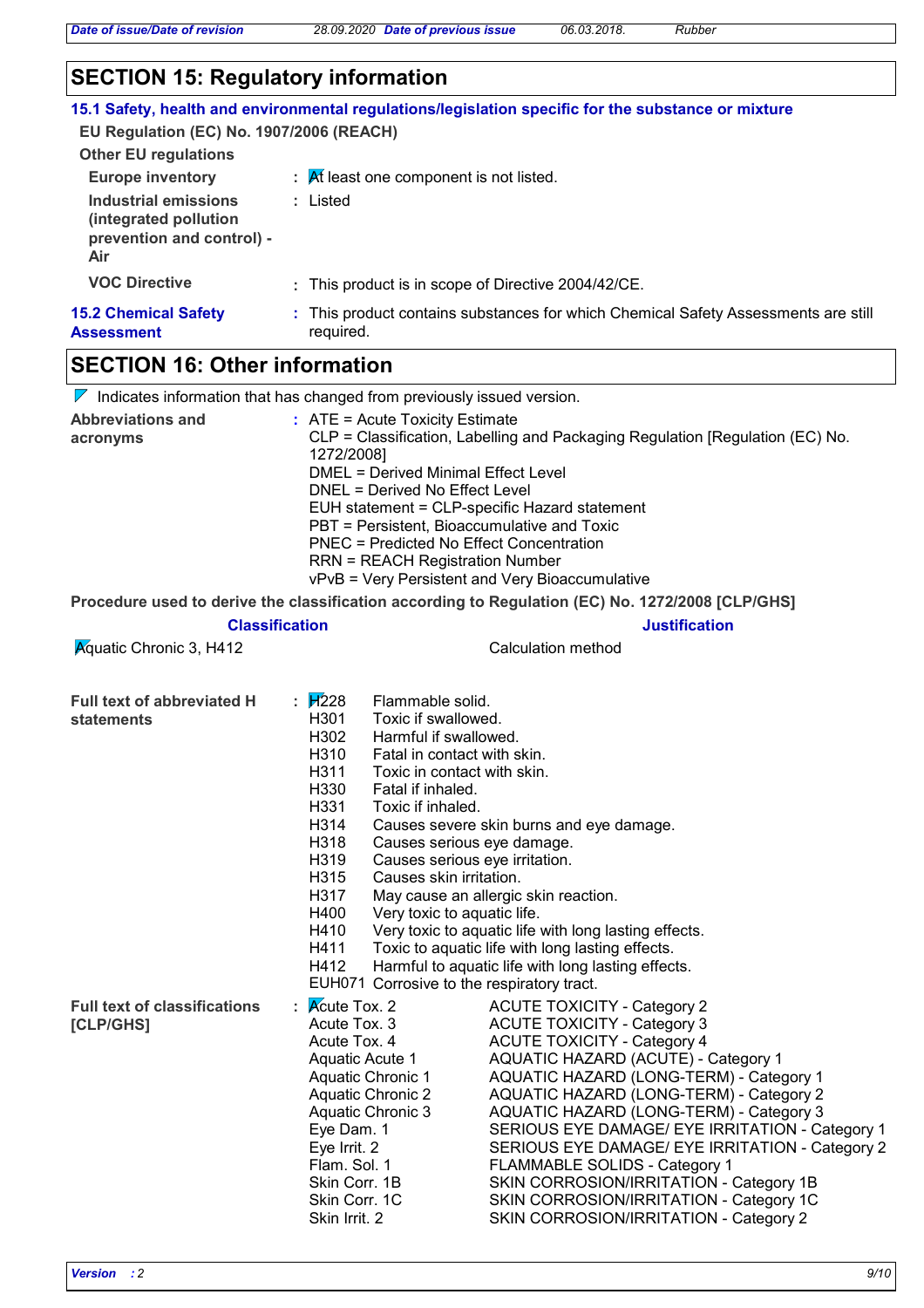## SECTION 15: Regulatory information

### 15.1 Safety, health and environmental regulations/legislation specific for the substance or mixture

**EU Regulation (EC) No. 1907/2006 (REACH)**

**Other EU regulations**

**Europe inventory** : At least one component is not listed.

**Industrial emissions (integrated pollution prevention and control) - Air** : Listed

**VOC Directive** : This product is in scope of Directive 2004/42/CE.

**15.2 Chemical Safety Assessment** : This product contains substances for which Chemical Safety Assessments are still required.

## SECTION 16: Other information

Indicates information that has changed from previously issued version.

**Abbreviations and acronyms** :
ATE = Acute Toxicity Estimate
CLP = Classification, Labelling and Packaging Regulation [Regulation (EC) No. 1272/2008]
DMEL = Derived Minimal Effect Level
DNEL = Derived No Effect Level
EUH statement = CLP-specific Hazard statement
PBT = Persistent, Bioaccumulative and Toxic
PNEC = Predicted No Effect Concentration
RRN = REACH Registration Number
vPvB = Very Persistent and Very Bioaccumulative

**Procedure used to derive the classification according to Regulation (EC) No. 1272/2008 [CLP/GHS]**

| Classification | Justification |
|---|---|
| Aquatic Chronic 3, H412 | Calculation method |

**Full text of abbreviated H statements** :

| | |
|---|---|
| H228 | Flammable solid. |
| H301 | Toxic if swallowed. |
| H302 | Harmful if swallowed. |
| H310 | Fatal in contact with skin. |
| H311 | Toxic in contact with skin. |
| H330 | Fatal if inhaled. |
| H331 | Toxic if inhaled. |
| H314 | Causes severe skin burns and eye damage. |
| H318 | Causes serious eye damage. |
| H319 | Causes serious eye irritation. |
| H315 | Causes skin irritation. |
| H317 | May cause an allergic skin reaction. |
| H400 | Very toxic to aquatic life. |
| H410 | Very toxic to aquatic life with long lasting effects. |
| H411 | Toxic to aquatic life with long lasting effects. |
| H412 | Harmful to aquatic life with long lasting effects. |
| EUH071 | Corrosive to the respiratory tract. |

**Full text of classifications [CLP/GHS]** :

| | |
|---|---|
| Acute Tox. 2 | ACUTE TOXICITY - Category 2 |
| Acute Tox. 3 | ACUTE TOXICITY - Category 3 |
| Acute Tox. 4 | ACUTE TOXICITY - Category 4 |
| Aquatic Acute 1 | AQUATIC HAZARD (ACUTE) - Category 1 |
| Aquatic Chronic 1 | AQUATIC HAZARD (LONG-TERM) - Category 1 |
| Aquatic Chronic 2 | AQUATIC HAZARD (LONG-TERM) - Category 2 |
| Aquatic Chronic 3 | AQUATIC HAZARD (LONG-TERM) - Category 3 |
| Eye Dam. 1 | SERIOUS EYE DAMAGE/ EYE IRRITATION - Category 1 |
| Eye Irrit. 2 | SERIOUS EYE DAMAGE/ EYE IRRITATION - Category 2 |
| Flam. Sol. 1 | FLAMMABLE SOLIDS - Category 1 |
| Skin Corr. 1B | SKIN CORROSION/IRRITATION - Category 1B |
| Skin Corr. 1C | SKIN CORROSION/IRRITATION - Category 1C |
| Skin Irrit. 2 | SKIN CORROSION/IRRITATION - Category 2 |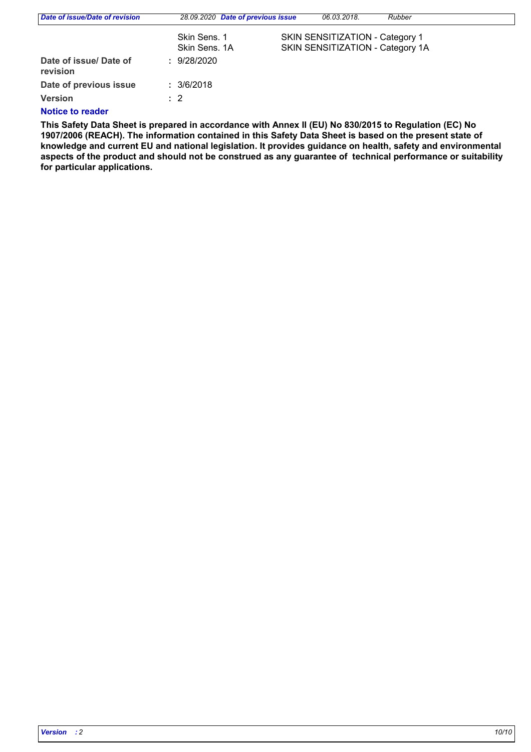| | | |
|---|---|---|
| | Skin Sens. 1 | SKIN SENSITIZATION - Category 1 |
| | Skin Sens. 1A | SKIN SENSITIZATION - Category 1A |

**Date of issue/ Date of revision** : 9/28/2020

**Date of previous issue** : 3/6/2018

**Version** : 2

**Notice to reader**

**This Safety Data Sheet is prepared in accordance with Annex II (EU) No 830/2015 to Regulation (EC) No 1907/2006 (REACH). The information contained in this Safety Data Sheet is based on the present state of knowledge and current EU and national legislation. It provides guidance on health, safety and environmental aspects of the product and should not be construed as any guarantee of technical performance or suitability for particular applications.**